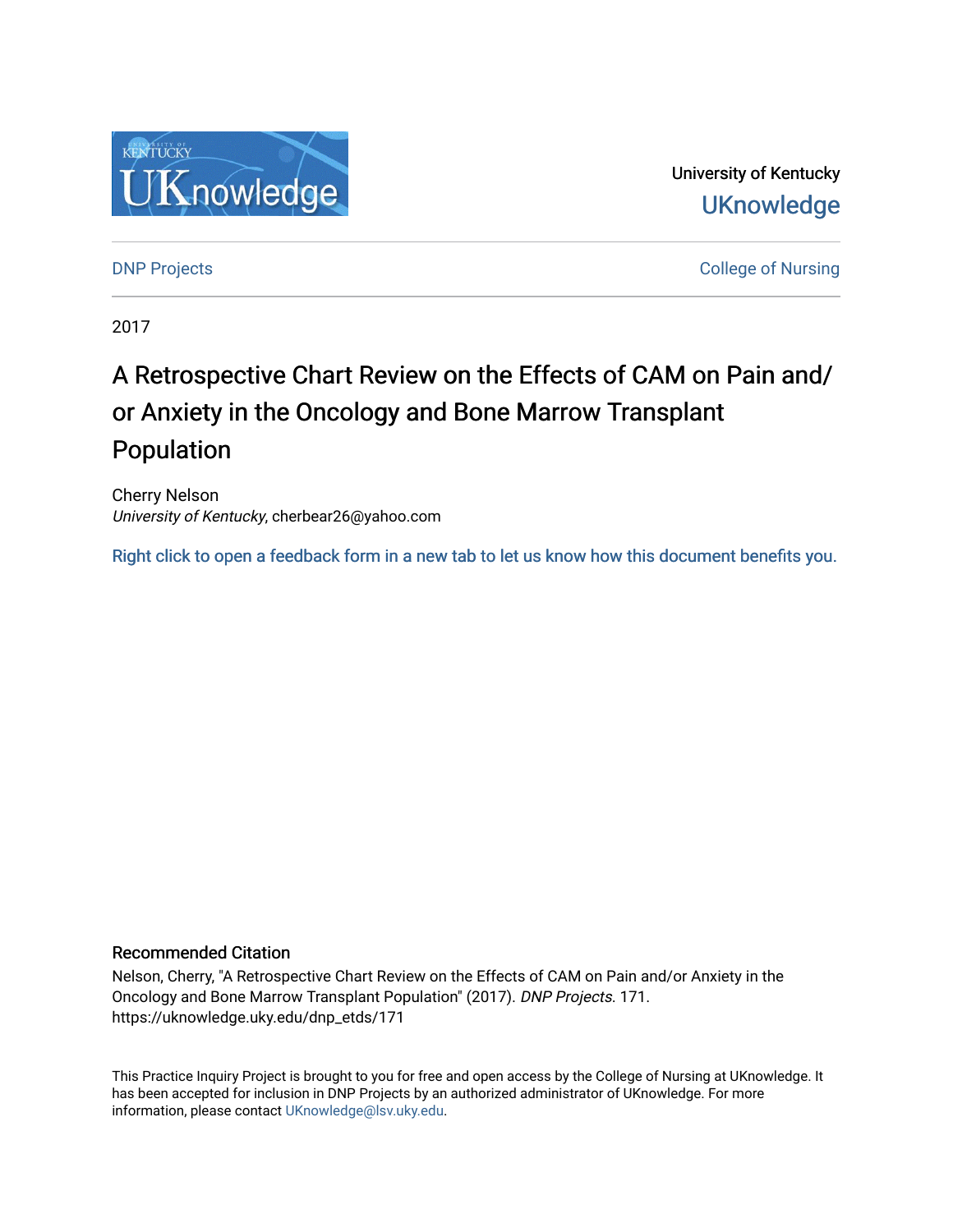University of Kentucky
UKnowledge

DNP Projects

College of Nursing

2017

# A Retrospective Chart Review on the Effects of CAM on Pain and/or Anxiety in the Oncology and Bone Marrow Transplant Population

Cherry Nelson
*University of Kentucky*, cherbear26@yahoo.com

Right click to open a feedback form in a new tab to let us know how this document benefits you.

## Recommended Citation

Nelson, Cherry, "A Retrospective Chart Review on the Effects of CAM on Pain and/or Anxiety in the Oncology and Bone Marrow Transplant Population" (2017). *DNP Projects*. 171.
https://uknowledge.uky.edu/dnp_etds/171

This Practice Inquiry Project is brought to you for free and open access by the College of Nursing at UKnowledge. It has been accepted for inclusion in DNP Projects by an authorized administrator of UKnowledge. For more information, please contact UKnowledge@lsv.uky.edu.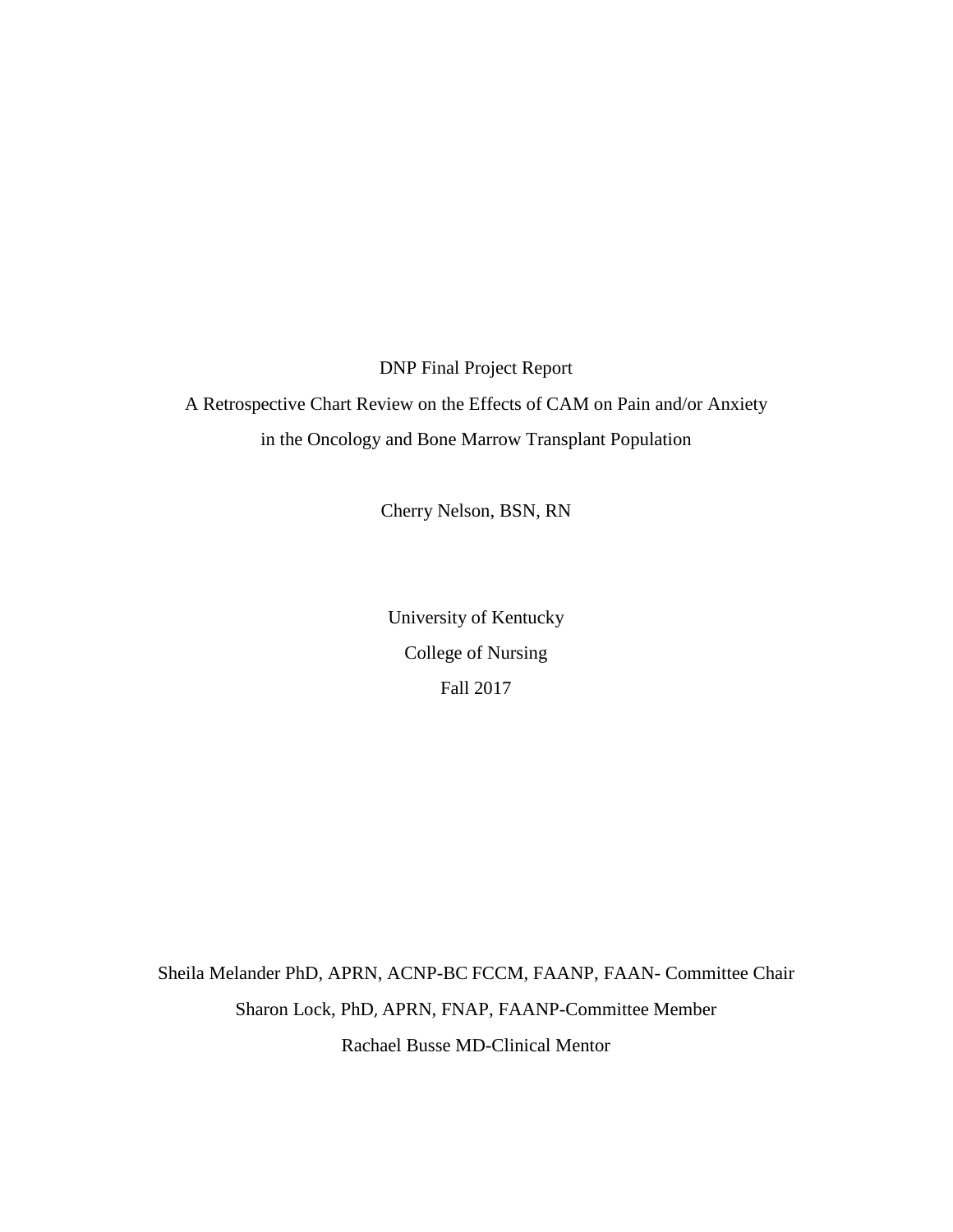DNP Final Project Report

A Retrospective Chart Review on the Effects of CAM on Pain and/or Anxiety

in the Oncology and Bone Marrow Transplant Population

Cherry Nelson, BSN, RN

University of Kentucky

College of Nursing

Fall 2017

Sheila Melander PhD, APRN, ACNP-BC FCCM, FAANP, FAAN- Committee Chair

Sharon Lock, PhD, APRN, FNAP, FAANP-Committee Member

Rachael Busse MD-Clinical Mentor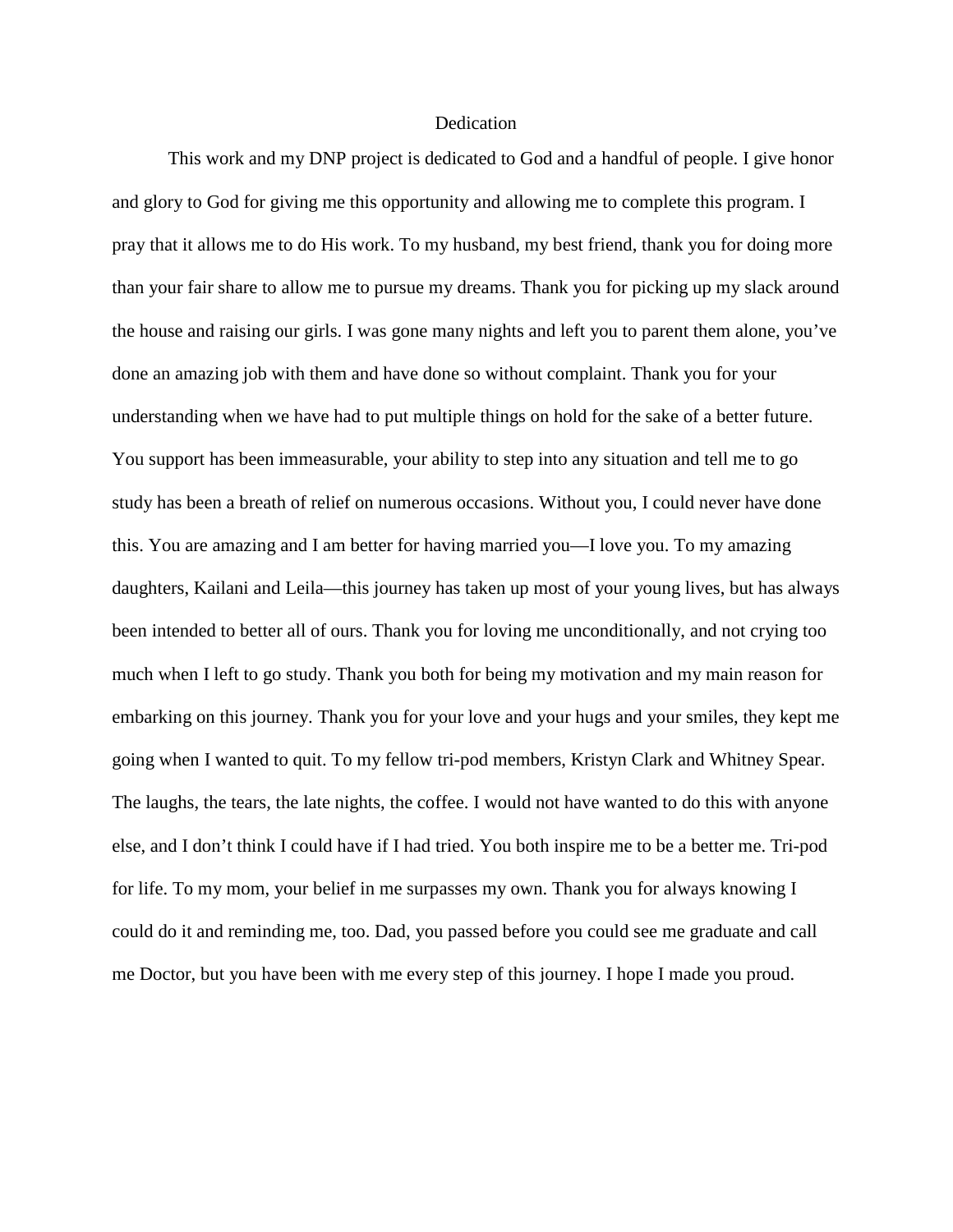# Dedication

This work and my DNP project is dedicated to God and a handful of people. I give honor and glory to God for giving me this opportunity and allowing me to complete this program. I pray that it allows me to do His work. To my husband, my best friend, thank you for doing more than your fair share to allow me to pursue my dreams. Thank you for picking up my slack around the house and raising our girls. I was gone many nights and left you to parent them alone, you've done an amazing job with them and have done so without complaint. Thank you for your understanding when we have had to put multiple things on hold for the sake of a better future. You support has been immeasurable, your ability to step into any situation and tell me to go study has been a breath of relief on numerous occasions. Without you, I could never have done this. You are amazing and I am better for having married you—I love you. To my amazing daughters, Kailani and Leila—this journey has taken up most of your young lives, but has always been intended to better all of ours. Thank you for loving me unconditionally, and not crying too much when I left to go study. Thank you both for being my motivation and my main reason for embarking on this journey. Thank you for your love and your hugs and your smiles, they kept me going when I wanted to quit. To my fellow tri-pod members, Kristyn Clark and Whitney Spear. The laughs, the tears, the late nights, the coffee. I would not have wanted to do this with anyone else, and I don't think I could have if I had tried. You both inspire me to be a better me. Tri-pod for life. To my mom, your belief in me surpasses my own. Thank you for always knowing I could do it and reminding me, too. Dad, you passed before you could see me graduate and call me Doctor, but you have been with me every step of this journey. I hope I made you proud.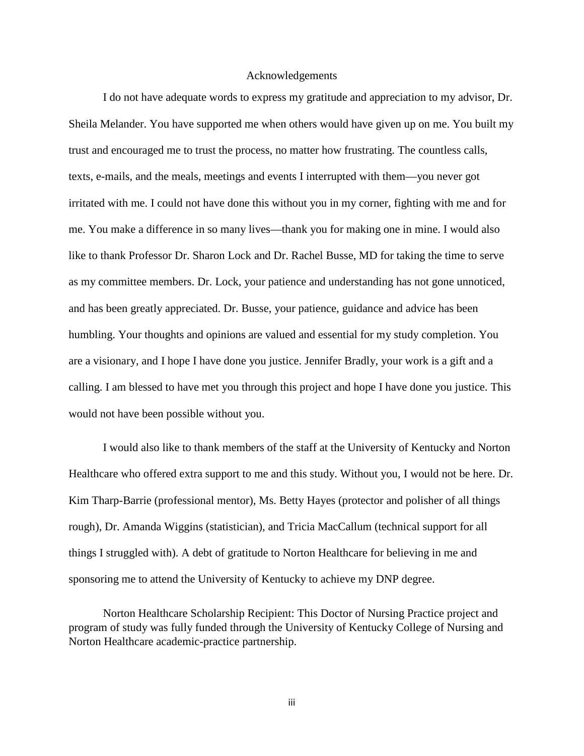# Acknowledgements

I do not have adequate words to express my gratitude and appreciation to my advisor, Dr. Sheila Melander. You have supported me when others would have given up on me. You built my trust and encouraged me to trust the process, no matter how frustrating. The countless calls, texts, e-mails, and the meals, meetings and events I interrupted with them—you never got irritated with me. I could not have done this without you in my corner, fighting with me and for me. You make a difference in so many lives—thank you for making one in mine. I would also like to thank Professor Dr. Sharon Lock and Dr. Rachel Busse, MD for taking the time to serve as my committee members. Dr. Lock, your patience and understanding has not gone unnoticed, and has been greatly appreciated. Dr. Busse, your patience, guidance and advice has been humbling. Your thoughts and opinions are valued and essential for my study completion. You are a visionary, and I hope I have done you justice. Jennifer Bradly, your work is a gift and a calling. I am blessed to have met you through this project and hope I have done you justice. This would not have been possible without you.

I would also like to thank members of the staff at the University of Kentucky and Norton Healthcare who offered extra support to me and this study. Without you, I would not be here. Dr. Kim Tharp-Barrie (professional mentor), Ms. Betty Hayes (protector and polisher of all things rough), Dr. Amanda Wiggins (statistician), and Tricia MacCallum (technical support for all things I struggled with). A debt of gratitude to Norton Healthcare for believing in me and sponsoring me to attend the University of Kentucky to achieve my DNP degree.

Norton Healthcare Scholarship Recipient: This Doctor of Nursing Practice project and program of study was fully funded through the University of Kentucky College of Nursing and Norton Healthcare academic-practice partnership.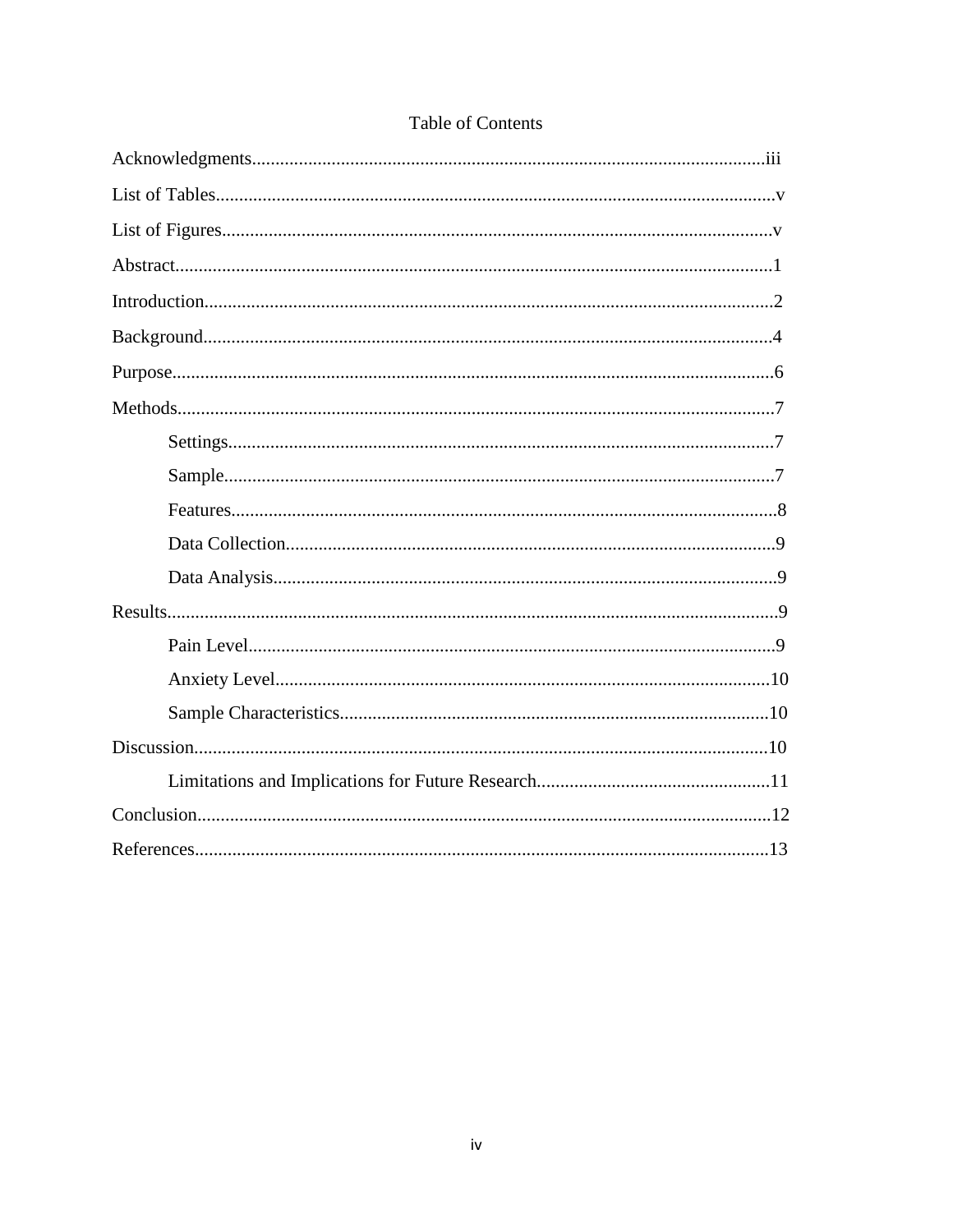# Table of Contents

Acknowledgments....................iii

List of Tables....................v

List of Figures....................v

Abstract....................1

Introduction....................2

Background....................4

Purpose....................6

Methods....................7

- Settings....................7
- Sample....................7
- Features....................8
- Data Collection....................9
- Data Analysis....................9

Results....................9

- Pain Level....................9
- Anxiety Level....................10
- Sample Characteristics....................10

Discussion....................10

- Limitations and Implications for Future Research....................11

Conclusion....................12

References....................13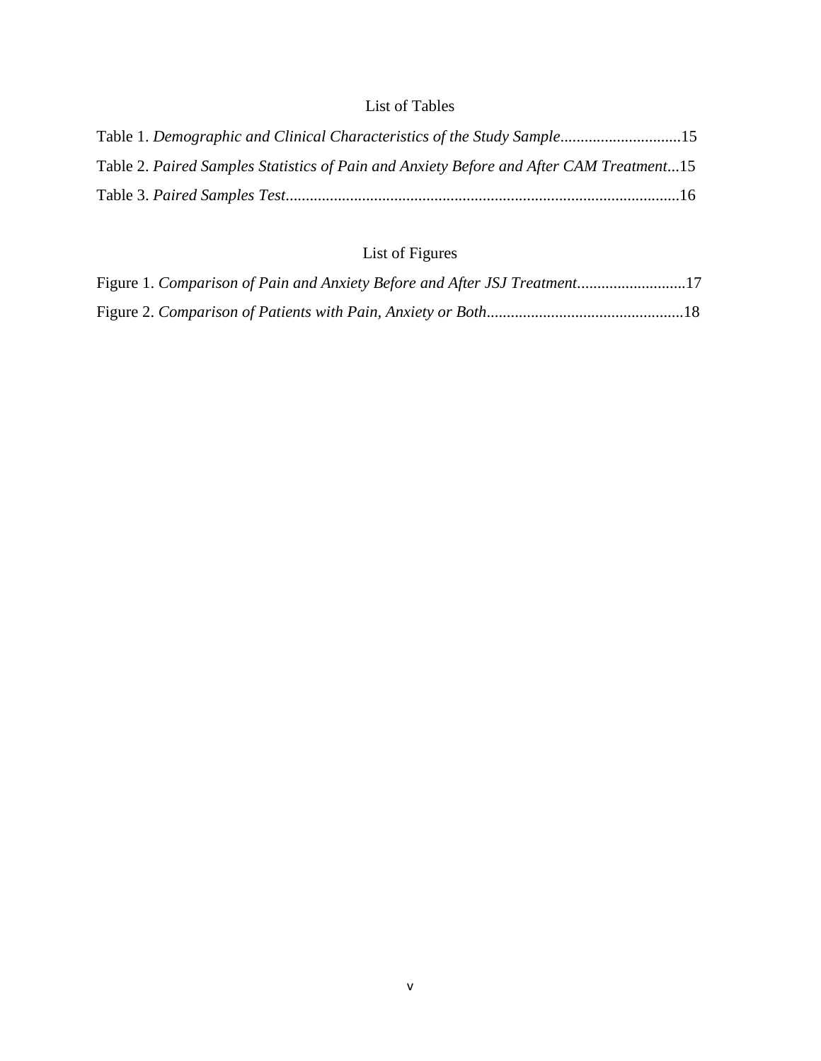## List of Tables

Table 1. *Demographic and Clinical Characteristics of the Study Sample*..............................15

Table 2. *Paired Samples Statistics of Pain and Anxiety Before and After CAM Treatment*...15

Table 3. *Paired Samples Test*.................................................................................................16

## List of Figures

Figure 1. *Comparison of Pain and Anxiety Before and After JSJ Treatment*...........................17

Figure 2. *Comparison of Patients with Pain, Anxiety or Both*.................................................18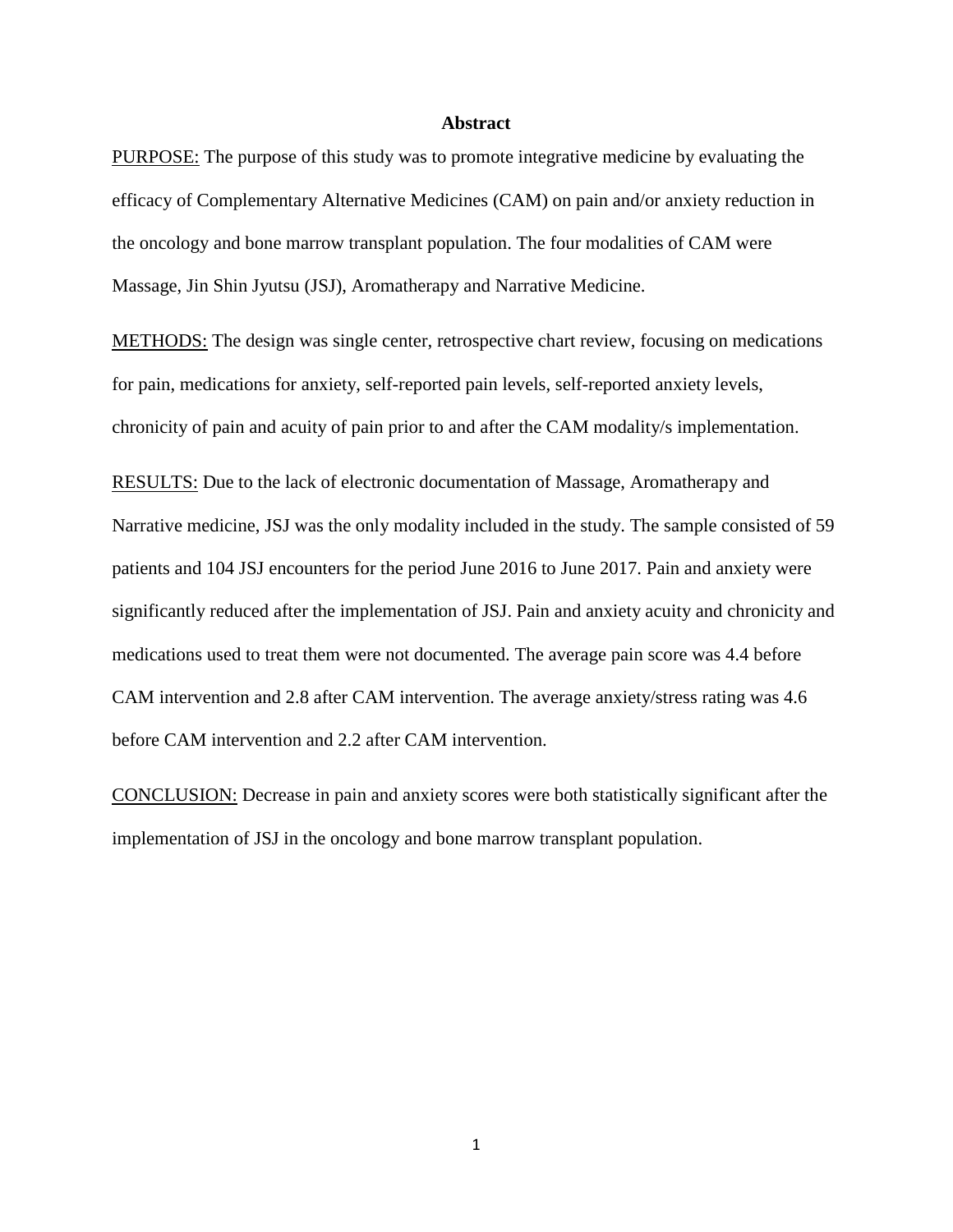# Abstract

PURPOSE: The purpose of this study was to promote integrative medicine by evaluating the efficacy of Complementary Alternative Medicines (CAM) on pain and/or anxiety reduction in the oncology and bone marrow transplant population. The four modalities of CAM were Massage, Jin Shin Jyutsu (JSJ), Aromatherapy and Narrative Medicine.

METHODS: The design was single center, retrospective chart review, focusing on medications for pain, medications for anxiety, self-reported pain levels, self-reported anxiety levels, chronicity of pain and acuity of pain prior to and after the CAM modality/s implementation.

RESULTS: Due to the lack of electronic documentation of Massage, Aromatherapy and Narrative medicine, JSJ was the only modality included in the study. The sample consisted of 59 patients and 104 JSJ encounters for the period June 2016 to June 2017. Pain and anxiety were significantly reduced after the implementation of JSJ. Pain and anxiety acuity and chronicity and medications used to treat them were not documented. The average pain score was 4.4 before CAM intervention and 2.8 after CAM intervention. The average anxiety/stress rating was 4.6 before CAM intervention and 2.2 after CAM intervention.

CONCLUSION: Decrease in pain and anxiety scores were both statistically significant after the implementation of JSJ in the oncology and bone marrow transplant population.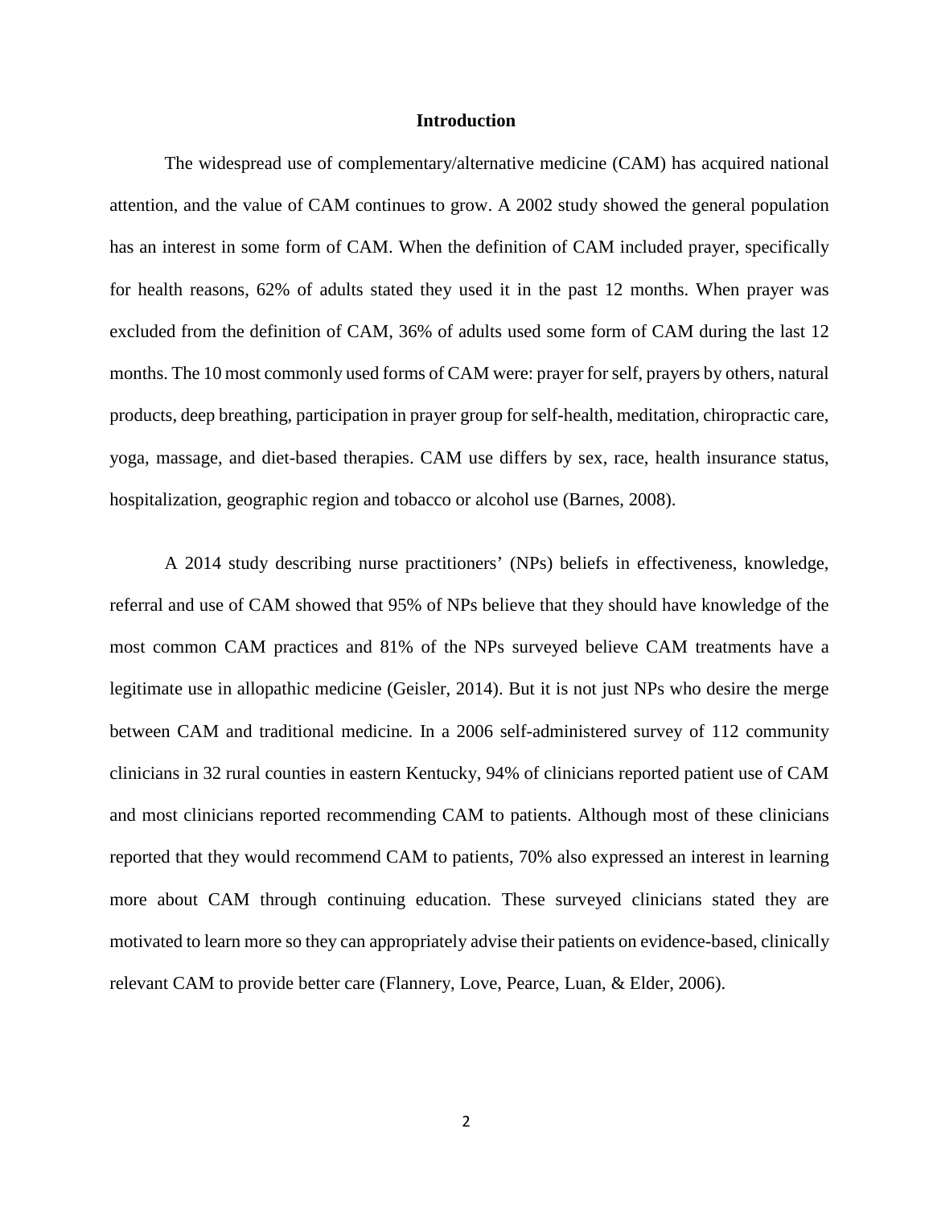# Introduction

The widespread use of complementary/alternative medicine (CAM) has acquired national attention, and the value of CAM continues to grow. A 2002 study showed the general population has an interest in some form of CAM. When the definition of CAM included prayer, specifically for health reasons, 62% of adults stated they used it in the past 12 months. When prayer was excluded from the definition of CAM, 36% of adults used some form of CAM during the last 12 months. The 10 most commonly used forms of CAM were: prayer for self, prayers by others, natural products, deep breathing, participation in prayer group for self-health, meditation, chiropractic care, yoga, massage, and diet-based therapies. CAM use differs by sex, race, health insurance status, hospitalization, geographic region and tobacco or alcohol use (Barnes, 2008).

A 2014 study describing nurse practitioners' (NPs) beliefs in effectiveness, knowledge, referral and use of CAM showed that 95% of NPs believe that they should have knowledge of the most common CAM practices and 81% of the NPs surveyed believe CAM treatments have a legitimate use in allopathic medicine (Geisler, 2014). But it is not just NPs who desire the merge between CAM and traditional medicine. In a 2006 self-administered survey of 112 community clinicians in 32 rural counties in eastern Kentucky, 94% of clinicians reported patient use of CAM and most clinicians reported recommending CAM to patients. Although most of these clinicians reported that they would recommend CAM to patients, 70% also expressed an interest in learning more about CAM through continuing education. These surveyed clinicians stated they are motivated to learn more so they can appropriately advise their patients on evidence-based, clinically relevant CAM to provide better care (Flannery, Love, Pearce, Luan, & Elder, 2006).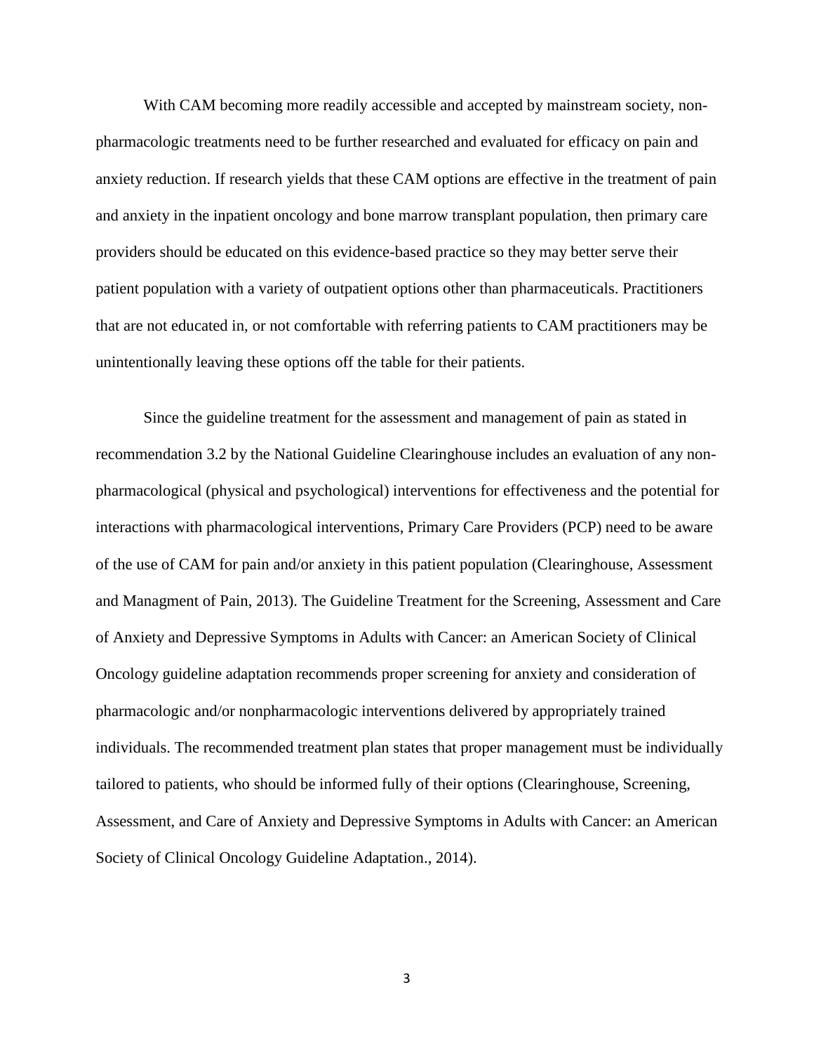With CAM becoming more readily accessible and accepted by mainstream society, non-pharmacologic treatments need to be further researched and evaluated for efficacy on pain and anxiety reduction. If research yields that these CAM options are effective in the treatment of pain and anxiety in the inpatient oncology and bone marrow transplant population, then primary care providers should be educated on this evidence-based practice so they may better serve their patient population with a variety of outpatient options other than pharmaceuticals. Practitioners that are not educated in, or not comfortable with referring patients to CAM practitioners may be unintentionally leaving these options off the table for their patients.

Since the guideline treatment for the assessment and management of pain as stated in recommendation 3.2 by the National Guideline Clearinghouse includes an evaluation of any non-pharmacological (physical and psychological) interventions for effectiveness and the potential for interactions with pharmacological interventions, Primary Care Providers (PCP) need to be aware of the use of CAM for pain and/or anxiety in this patient population (Clearinghouse, Assessment and Managment of Pain, 2013). The Guideline Treatment for the Screening, Assessment and Care of Anxiety and Depressive Symptoms in Adults with Cancer: an American Society of Clinical Oncology guideline adaptation recommends proper screening for anxiety and consideration of pharmacologic and/or nonpharmacologic interventions delivered by appropriately trained individuals. The recommended treatment plan states that proper management must be individually tailored to patients, who should be informed fully of their options (Clearinghouse, Screening, Assessment, and Care of Anxiety and Depressive Symptoms in Adults with Cancer: an American Society of Clinical Oncology Guideline Adaptation., 2014).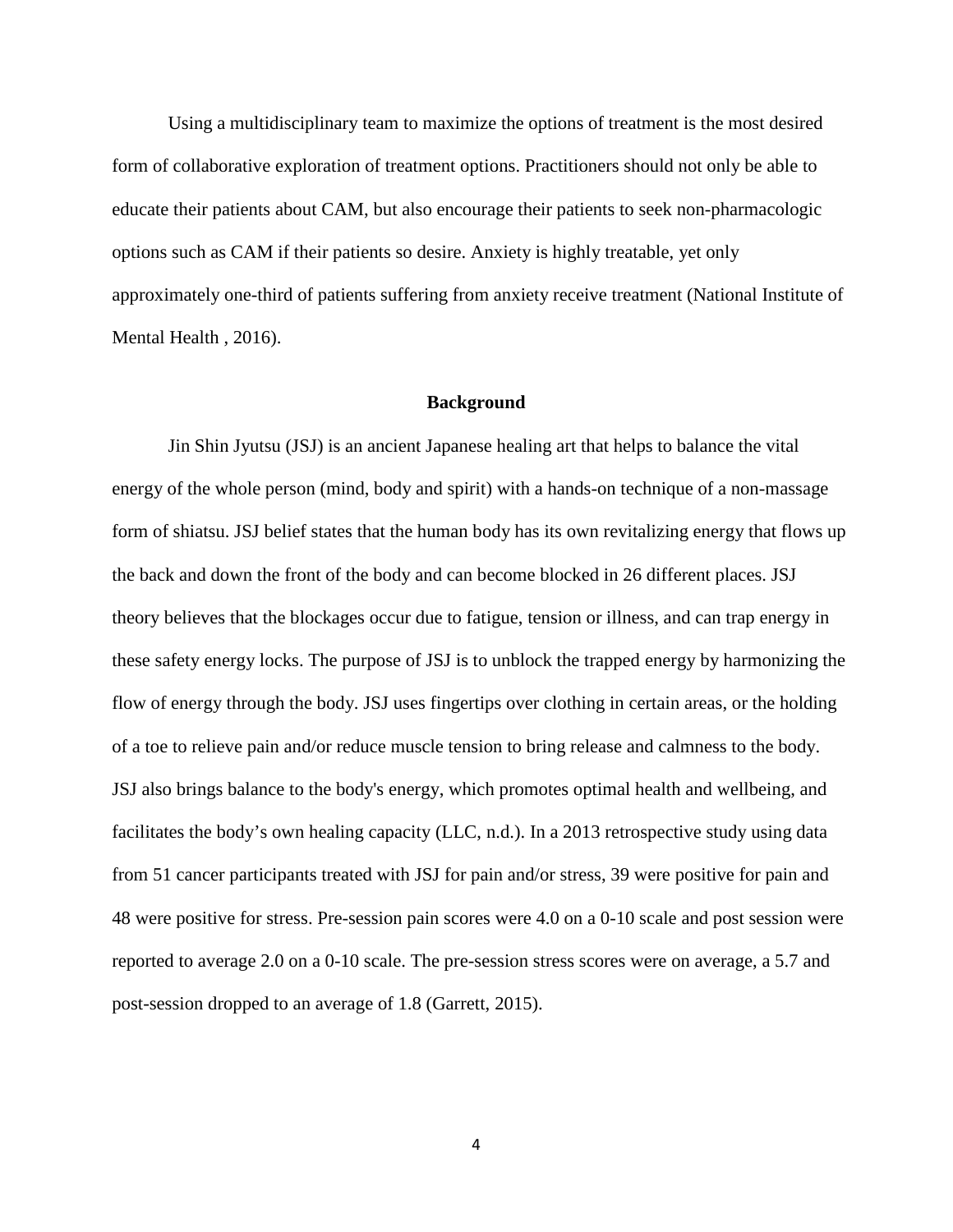Using a multidisciplinary team to maximize the options of treatment is the most desired form of collaborative exploration of treatment options. Practitioners should not only be able to educate their patients about CAM, but also encourage their patients to seek non-pharmacologic options such as CAM if their patients so desire. Anxiety is highly treatable, yet only approximately one-third of patients suffering from anxiety receive treatment (National Institute of Mental Health , 2016).

## Background

Jin Shin Jyutsu (JSJ) is an ancient Japanese healing art that helps to balance the vital energy of the whole person (mind, body and spirit) with a hands-on technique of a non-massage form of shiatsu. JSJ belief states that the human body has its own revitalizing energy that flows up the back and down the front of the body and can become blocked in 26 different places. JSJ theory believes that the blockages occur due to fatigue, tension or illness, and can trap energy in these safety energy locks. The purpose of JSJ is to unblock the trapped energy by harmonizing the flow of energy through the body. JSJ uses fingertips over clothing in certain areas, or the holding of a toe to relieve pain and/or reduce muscle tension to bring release and calmness to the body. JSJ also brings balance to the body's energy, which promotes optimal health and wellbeing, and facilitates the body's own healing capacity (LLC, n.d.). In a 2013 retrospective study using data from 51 cancer participants treated with JSJ for pain and/or stress, 39 were positive for pain and 48 were positive for stress. Pre-session pain scores were 4.0 on a 0-10 scale and post session were reported to average 2.0 on a 0-10 scale. The pre-session stress scores were on average, a 5.7 and post-session dropped to an average of 1.8 (Garrett, 2015).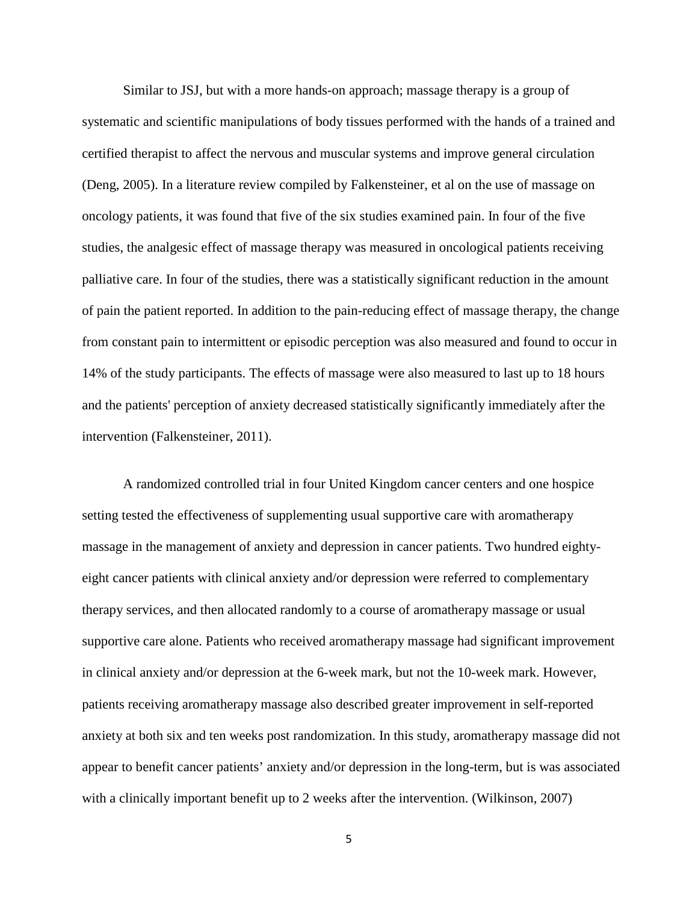Similar to JSJ, but with a more hands-on approach; massage therapy is a group of systematic and scientific manipulations of body tissues performed with the hands of a trained and certified therapist to affect the nervous and muscular systems and improve general circulation (Deng, 2005). In a literature review compiled by Falkensteiner, et al on the use of massage on oncology patients, it was found that five of the six studies examined pain. In four of the five studies, the analgesic effect of massage therapy was measured in oncological patients receiving palliative care. In four of the studies, there was a statistically significant reduction in the amount of pain the patient reported. In addition to the pain-reducing effect of massage therapy, the change from constant pain to intermittent or episodic perception was also measured and found to occur in 14% of the study participants. The effects of massage were also measured to last up to 18 hours and the patients' perception of anxiety decreased statistically significantly immediately after the intervention (Falkensteiner, 2011).

A randomized controlled trial in four United Kingdom cancer centers and one hospice setting tested the effectiveness of supplementing usual supportive care with aromatherapy massage in the management of anxiety and depression in cancer patients. Two hundred eighty-eight cancer patients with clinical anxiety and/or depression were referred to complementary therapy services, and then allocated randomly to a course of aromatherapy massage or usual supportive care alone. Patients who received aromatherapy massage had significant improvement in clinical anxiety and/or depression at the 6-week mark, but not the 10-week mark. However, patients receiving aromatherapy massage also described greater improvement in self-reported anxiety at both six and ten weeks post randomization. In this study, aromatherapy massage did not appear to benefit cancer patients' anxiety and/or depression in the long-term, but is was associated with a clinically important benefit up to 2 weeks after the intervention. (Wilkinson, 2007)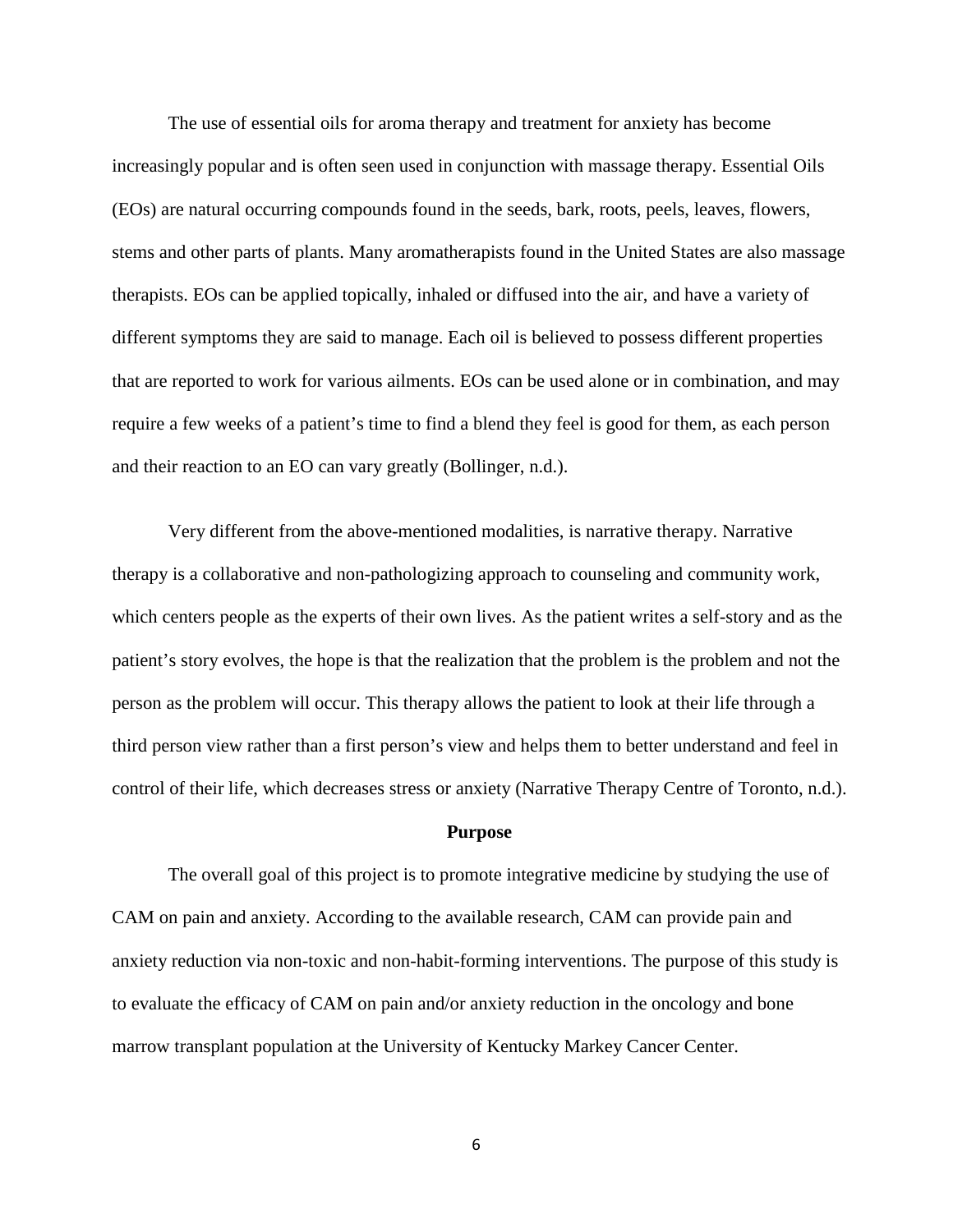The use of essential oils for aroma therapy and treatment for anxiety has become increasingly popular and is often seen used in conjunction with massage therapy. Essential Oils (EOs) are natural occurring compounds found in the seeds, bark, roots, peels, leaves, flowers, stems and other parts of plants. Many aromatherapists found in the United States are also massage therapists. EOs can be applied topically, inhaled or diffused into the air, and have a variety of different symptoms they are said to manage. Each oil is believed to possess different properties that are reported to work for various ailments. EOs can be used alone or in combination, and may require a few weeks of a patient's time to find a blend they feel is good for them, as each person and their reaction to an EO can vary greatly (Bollinger, n.d.).

Very different from the above-mentioned modalities, is narrative therapy. Narrative therapy is a collaborative and non-pathologizing approach to counseling and community work, which centers people as the experts of their own lives. As the patient writes a self-story and as the patient's story evolves, the hope is that the realization that the problem is the problem and not the person as the problem will occur. This therapy allows the patient to look at their life through a third person view rather than a first person's view and helps them to better understand and feel in control of their life, which decreases stress or anxiety (Narrative Therapy Centre of Toronto, n.d.).

## Purpose

The overall goal of this project is to promote integrative medicine by studying the use of CAM on pain and anxiety. According to the available research, CAM can provide pain and anxiety reduction via non-toxic and non-habit-forming interventions. The purpose of this study is to evaluate the efficacy of CAM on pain and/or anxiety reduction in the oncology and bone marrow transplant population at the University of Kentucky Markey Cancer Center.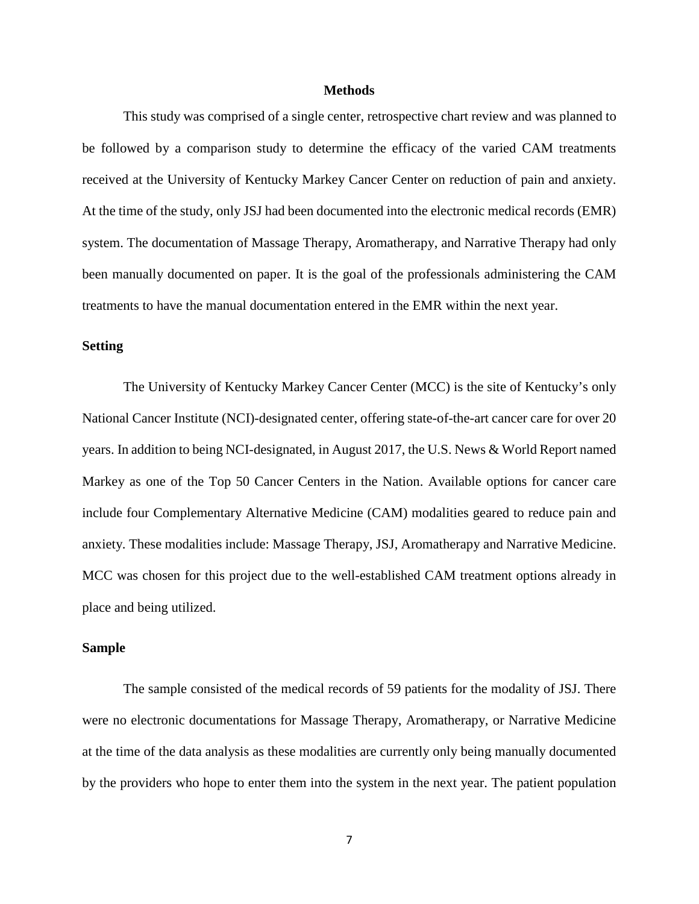## Methods

This study was comprised of a single center, retrospective chart review and was planned to be followed by a comparison study to determine the efficacy of the varied CAM treatments received at the University of Kentucky Markey Cancer Center on reduction of pain and anxiety. At the time of the study, only JSJ had been documented into the electronic medical records (EMR) system. The documentation of Massage Therapy, Aromatherapy, and Narrative Therapy had only been manually documented on paper. It is the goal of the professionals administering the CAM treatments to have the manual documentation entered in the EMR within the next year.

### Setting

The University of Kentucky Markey Cancer Center (MCC) is the site of Kentucky's only National Cancer Institute (NCI)-designated center, offering state-of-the-art cancer care for over 20 years. In addition to being NCI-designated, in August 2017, the U.S. News & World Report named Markey as one of the Top 50 Cancer Centers in the Nation. Available options for cancer care include four Complementary Alternative Medicine (CAM) modalities geared to reduce pain and anxiety. These modalities include: Massage Therapy, JSJ, Aromatherapy and Narrative Medicine. MCC was chosen for this project due to the well-established CAM treatment options already in place and being utilized.

### Sample

The sample consisted of the medical records of 59 patients for the modality of JSJ. There were no electronic documentations for Massage Therapy, Aromatherapy, or Narrative Medicine at the time of the data analysis as these modalities are currently only being manually documented by the providers who hope to enter them into the system in the next year. The patient population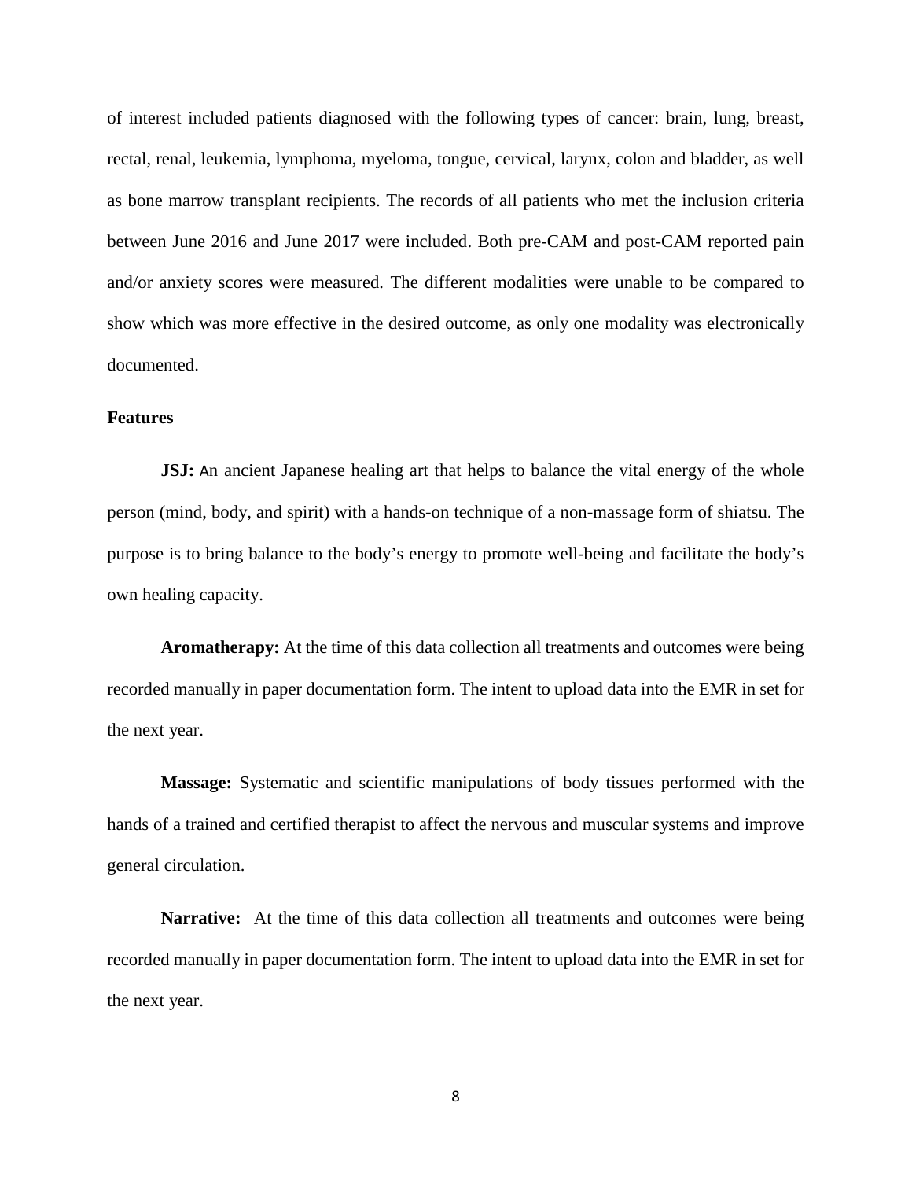of interest included patients diagnosed with the following types of cancer: brain, lung, breast, rectal, renal, leukemia, lymphoma, myeloma, tongue, cervical, larynx, colon and bladder, as well as bone marrow transplant recipients. The records of all patients who met the inclusion criteria between June 2016 and June 2017 were included. Both pre-CAM and post-CAM reported pain and/or anxiety scores were measured. The different modalities were unable to be compared to show which was more effective in the desired outcome, as only one modality was electronically documented.

### Features

**JSJ:** An ancient Japanese healing art that helps to balance the vital energy of the whole person (mind, body, and spirit) with a hands-on technique of a non-massage form of shiatsu. The purpose is to bring balance to the body's energy to promote well-being and facilitate the body's own healing capacity.

**Aromatherapy:** At the time of this data collection all treatments and outcomes were being recorded manually in paper documentation form. The intent to upload data into the EMR in set for the next year.

**Massage:** Systematic and scientific manipulations of body tissues performed with the hands of a trained and certified therapist to affect the nervous and muscular systems and improve general circulation.

**Narrative:** At the time of this data collection all treatments and outcomes were being recorded manually in paper documentation form. The intent to upload data into the EMR in set for the next year.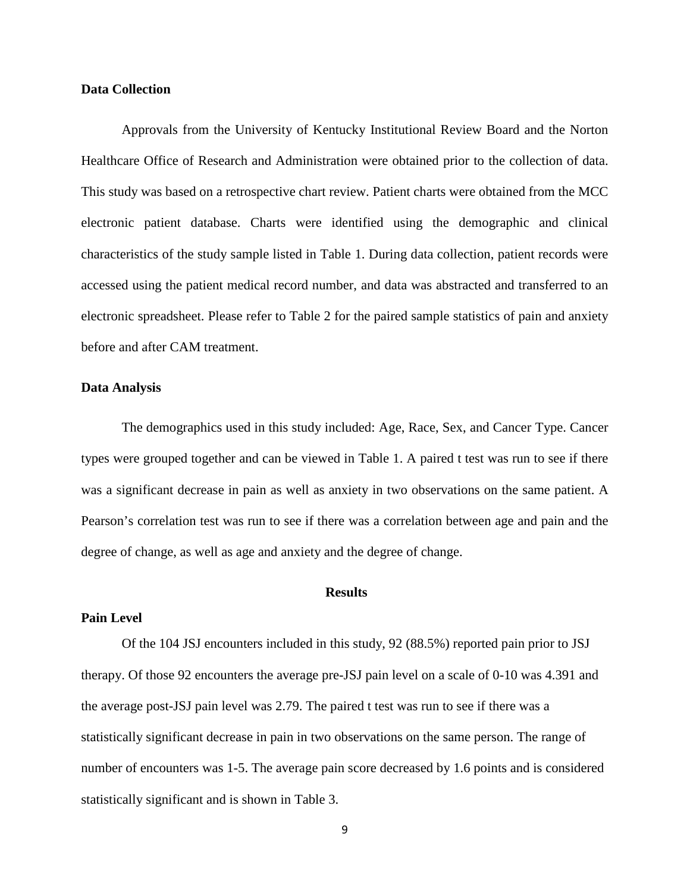### Data Collection

Approvals from the University of Kentucky Institutional Review Board and the Norton Healthcare Office of Research and Administration were obtained prior to the collection of data. This study was based on a retrospective chart review. Patient charts were obtained from the MCC electronic patient database. Charts were identified using the demographic and clinical characteristics of the study sample listed in Table 1. During data collection, patient records were accessed using the patient medical record number, and data was abstracted and transferred to an electronic spreadsheet. Please refer to Table 2 for the paired sample statistics of pain and anxiety before and after CAM treatment.

### Data Analysis

The demographics used in this study included: Age, Race, Sex, and Cancer Type. Cancer types were grouped together and can be viewed in Table 1. A paired t test was run to see if there was a significant decrease in pain as well as anxiety in two observations on the same patient. A Pearson's correlation test was run to see if there was a correlation between age and pain and the degree of change, as well as age and anxiety and the degree of change.

## Results

### Pain Level

Of the 104 JSJ encounters included in this study, 92 (88.5%) reported pain prior to JSJ therapy. Of those 92 encounters the average pre-JSJ pain level on a scale of 0-10 was 4.391 and the average post-JSJ pain level was 2.79. The paired t test was run to see if there was a statistically significant decrease in pain in two observations on the same person. The range of number of encounters was 1-5. The average pain score decreased by 1.6 points and is considered statistically significant and is shown in Table 3.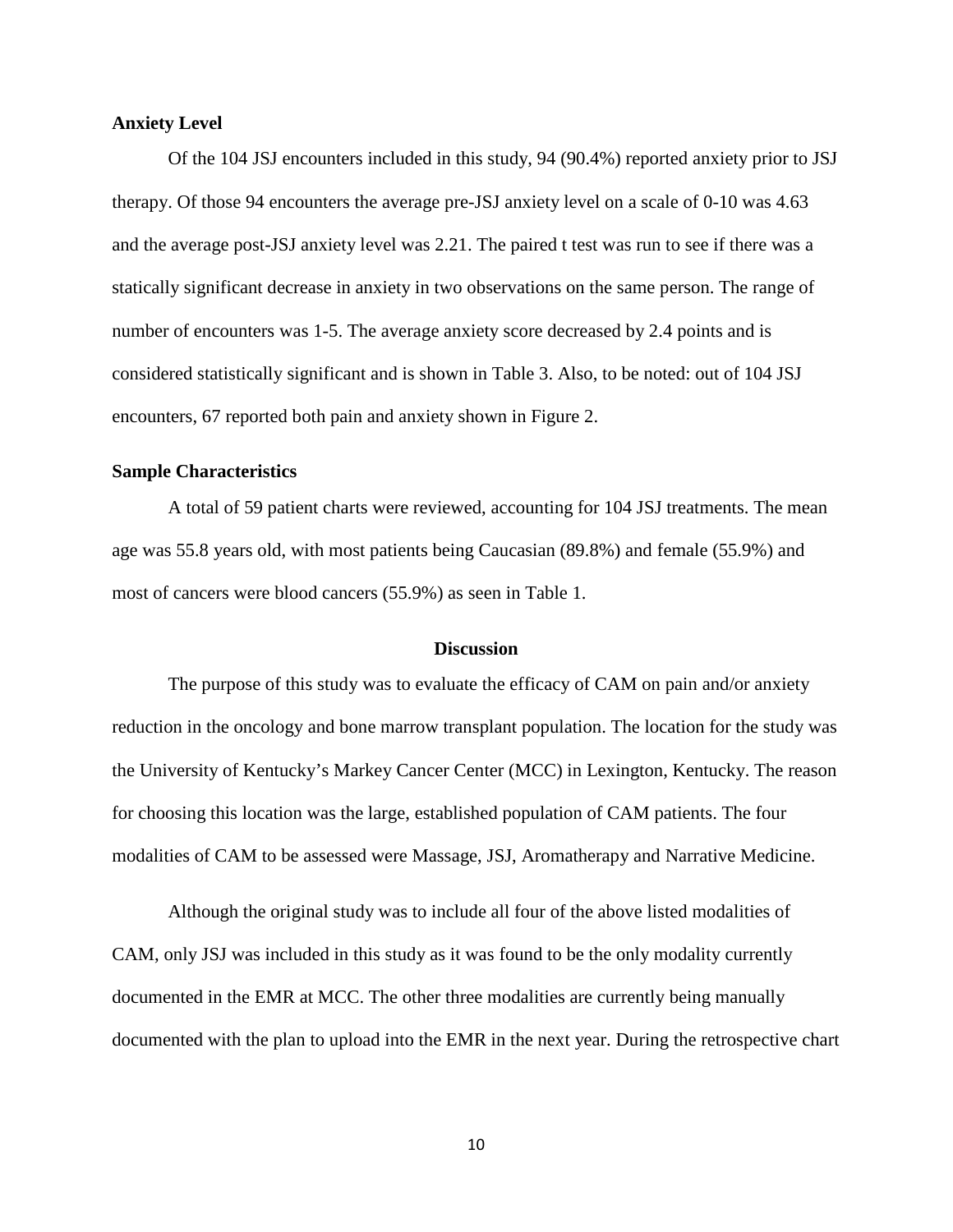### Anxiety Level

Of the 104 JSJ encounters included in this study, 94 (90.4%) reported anxiety prior to JSJ therapy. Of those 94 encounters the average pre-JSJ anxiety level on a scale of 0-10 was 4.63 and the average post-JSJ anxiety level was 2.21. The paired t test was run to see if there was a statically significant decrease in anxiety in two observations on the same person. The range of number of encounters was 1-5. The average anxiety score decreased by 2.4 points and is considered statistically significant and is shown in Table 3. Also, to be noted: out of 104 JSJ encounters, 67 reported both pain and anxiety shown in Figure 2.

### Sample Characteristics

A total of 59 patient charts were reviewed, accounting for 104 JSJ treatments. The mean age was 55.8 years old, with most patients being Caucasian (89.8%) and female (55.9%) and most of cancers were blood cancers (55.9%) as seen in Table 1.

## Discussion

The purpose of this study was to evaluate the efficacy of CAM on pain and/or anxiety reduction in the oncology and bone marrow transplant population. The location for the study was the University of Kentucky's Markey Cancer Center (MCC) in Lexington, Kentucky. The reason for choosing this location was the large, established population of CAM patients. The four modalities of CAM to be assessed were Massage, JSJ, Aromatherapy and Narrative Medicine.

Although the original study was to include all four of the above listed modalities of CAM, only JSJ was included in this study as it was found to be the only modality currently documented in the EMR at MCC. The other three modalities are currently being manually documented with the plan to upload into the EMR in the next year. During the retrospective chart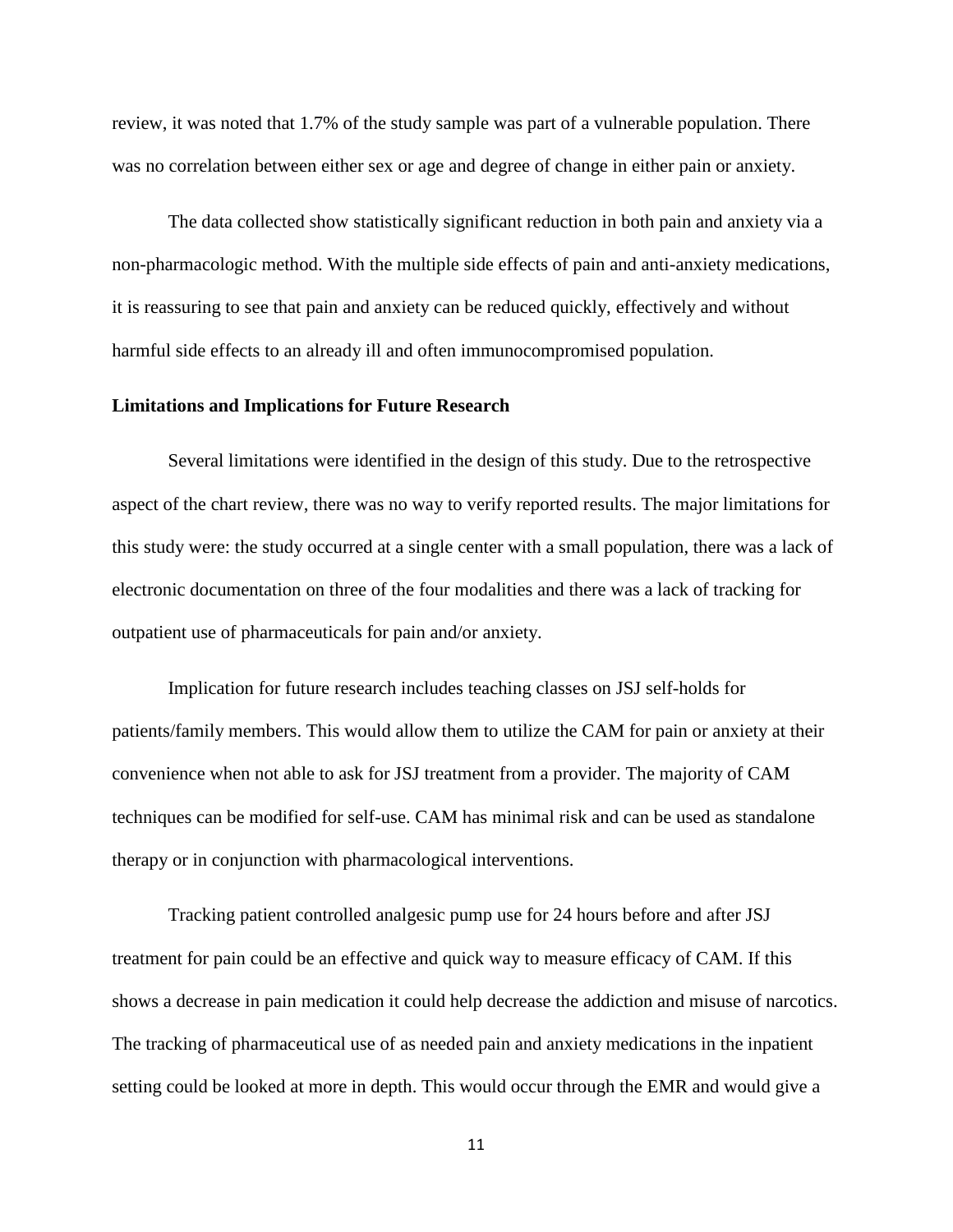review, it was noted that 1.7% of the study sample was part of a vulnerable population. There was no correlation between either sex or age and degree of change in either pain or anxiety.

The data collected show statistically significant reduction in both pain and anxiety via a non-pharmacologic method. With the multiple side effects of pain and anti-anxiety medications, it is reassuring to see that pain and anxiety can be reduced quickly, effectively and without harmful side effects to an already ill and often immunocompromised population.

**Limitations and Implications for Future Research**

Several limitations were identified in the design of this study. Due to the retrospective aspect of the chart review, there was no way to verify reported results. The major limitations for this study were: the study occurred at a single center with a small population, there was a lack of electronic documentation on three of the four modalities and there was a lack of tracking for outpatient use of pharmaceuticals for pain and/or anxiety.

Implication for future research includes teaching classes on JSJ self-holds for patients/family members. This would allow them to utilize the CAM for pain or anxiety at their convenience when not able to ask for JSJ treatment from a provider. The majority of CAM techniques can be modified for self-use. CAM has minimal risk and can be used as standalone therapy or in conjunction with pharmacological interventions.

Tracking patient controlled analgesic pump use for 24 hours before and after JSJ treatment for pain could be an effective and quick way to measure efficacy of CAM. If this shows a decrease in pain medication it could help decrease the addiction and misuse of narcotics. The tracking of pharmaceutical use of as needed pain and anxiety medications in the inpatient setting could be looked at more in depth. This would occur through the EMR and would give a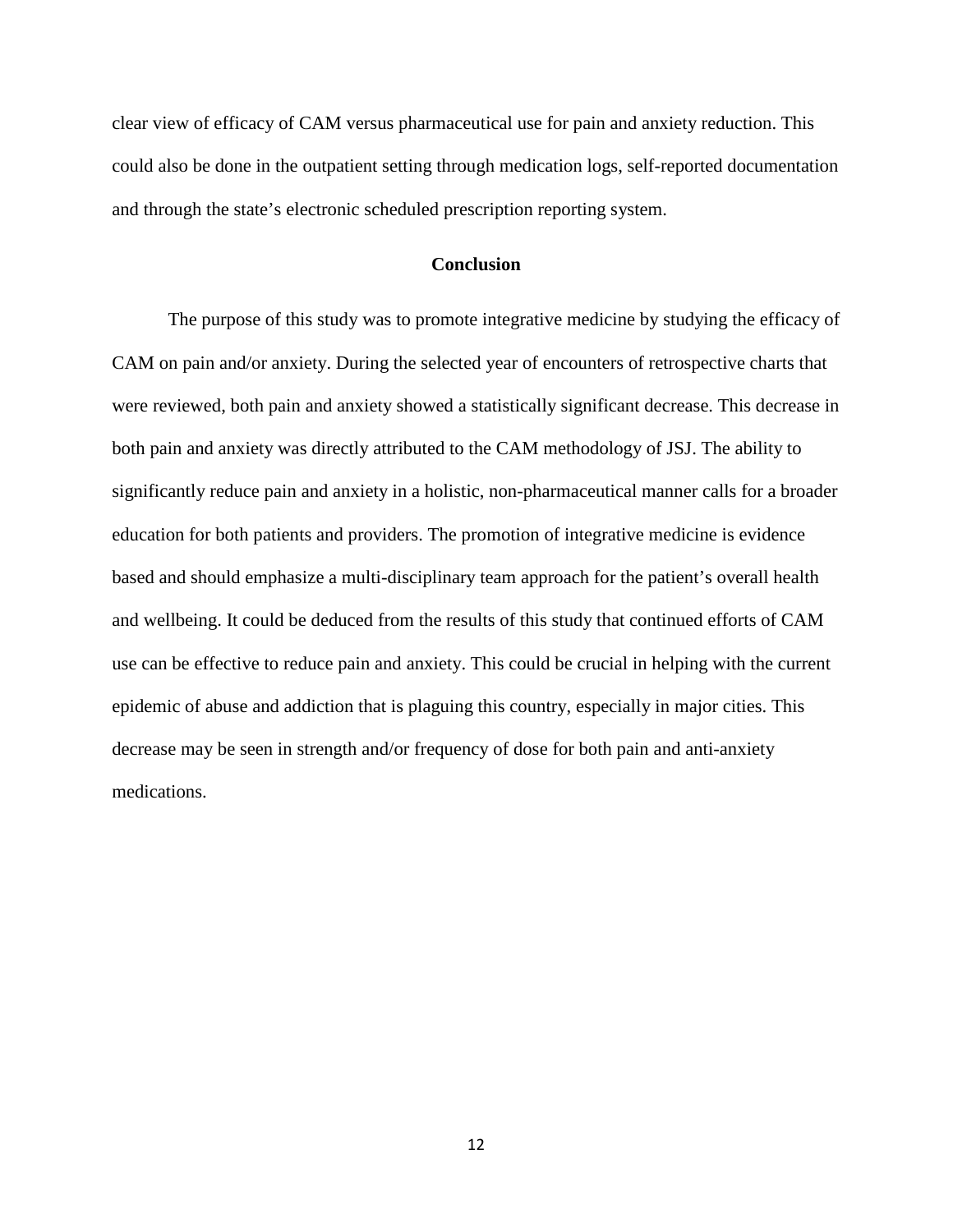clear view of efficacy of CAM versus pharmaceutical use for pain and anxiety reduction. This could also be done in the outpatient setting through medication logs, self-reported documentation and through the state's electronic scheduled prescription reporting system.

## Conclusion

The purpose of this study was to promote integrative medicine by studying the efficacy of CAM on pain and/or anxiety. During the selected year of encounters of retrospective charts that were reviewed, both pain and anxiety showed a statistically significant decrease. This decrease in both pain and anxiety was directly attributed to the CAM methodology of JSJ. The ability to significantly reduce pain and anxiety in a holistic, non-pharmaceutical manner calls for a broader education for both patients and providers. The promotion of integrative medicine is evidence based and should emphasize a multi-disciplinary team approach for the patient's overall health and wellbeing. It could be deduced from the results of this study that continued efforts of CAM use can be effective to reduce pain and anxiety. This could be crucial in helping with the current epidemic of abuse and addiction that is plaguing this country, especially in major cities. This decrease may be seen in strength and/or frequency of dose for both pain and anti-anxiety medications.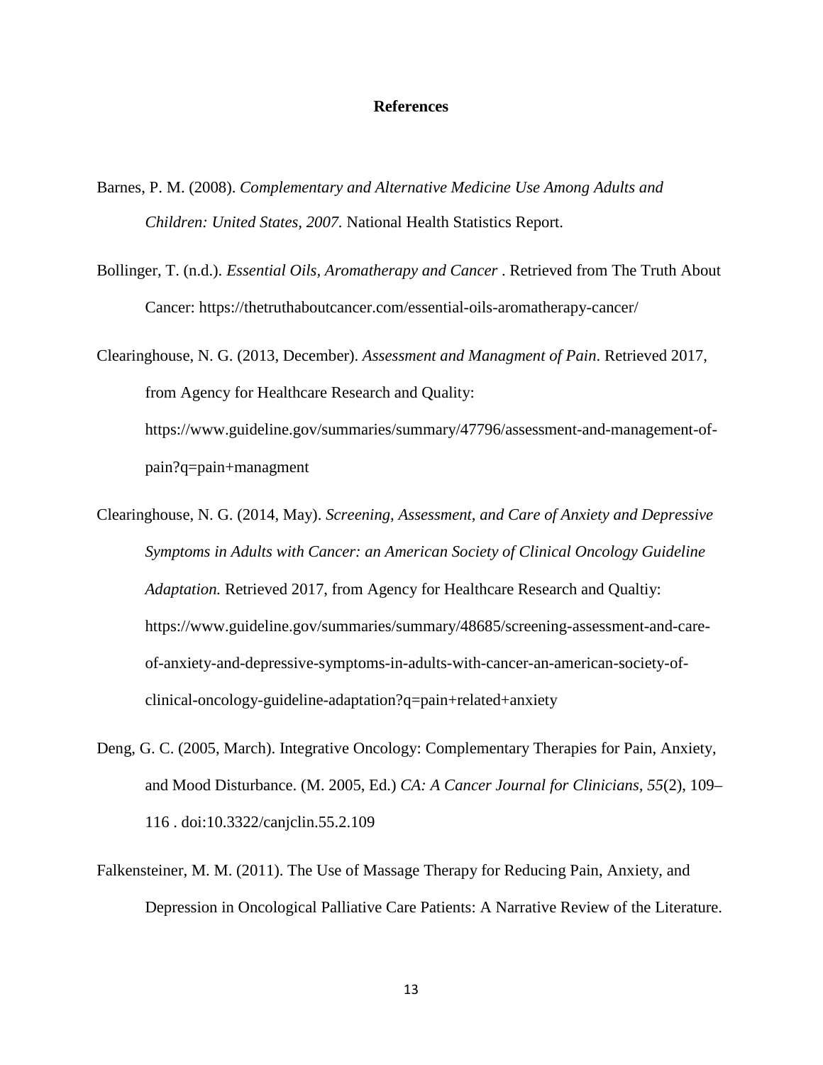# References

Barnes, P. M. (2008). *Complementary and Alternative Medicine Use Among Adults and Children: United States, 2007.* National Health Statistics Report.

Bollinger, T. (n.d.). *Essential Oils, Aromatherapy and Cancer* . Retrieved from The Truth About Cancer: https://thetruthaboutcancer.com/essential-oils-aromatherapy-cancer/

Clearinghouse, N. G. (2013, December). *Assessment and Managment of Pain*. Retrieved 2017, from Agency for Healthcare Research and Quality: https://www.guideline.gov/summaries/summary/47796/assessment-and-management-of-pain?q=pain+managment

Clearinghouse, N. G. (2014, May). *Screening, Assessment, and Care of Anxiety and Depressive Symptoms in Adults with Cancer: an American Society of Clinical Oncology Guideline Adaptation.* Retrieved 2017, from Agency for Healthcare Research and Qualtiy: https://www.guideline.gov/summaries/summary/48685/screening-assessment-and-care-of-anxiety-and-depressive-symptoms-in-adults-with-cancer-an-american-society-of-clinical-oncology-guideline-adaptation?q=pain+related+anxiety

Deng, G. C. (2005, March). Integrative Oncology: Complementary Therapies for Pain, Anxiety, and Mood Disturbance. (M. 2005, Ed.) *CA: A Cancer Journal for Clinicians, 55*(2), 109–116 . doi:10.3322/canjclin.55.2.109

Falkensteiner, M. M. (2011). The Use of Massage Therapy for Reducing Pain, Anxiety, and Depression in Oncological Palliative Care Patients: A Narrative Review of the Literature.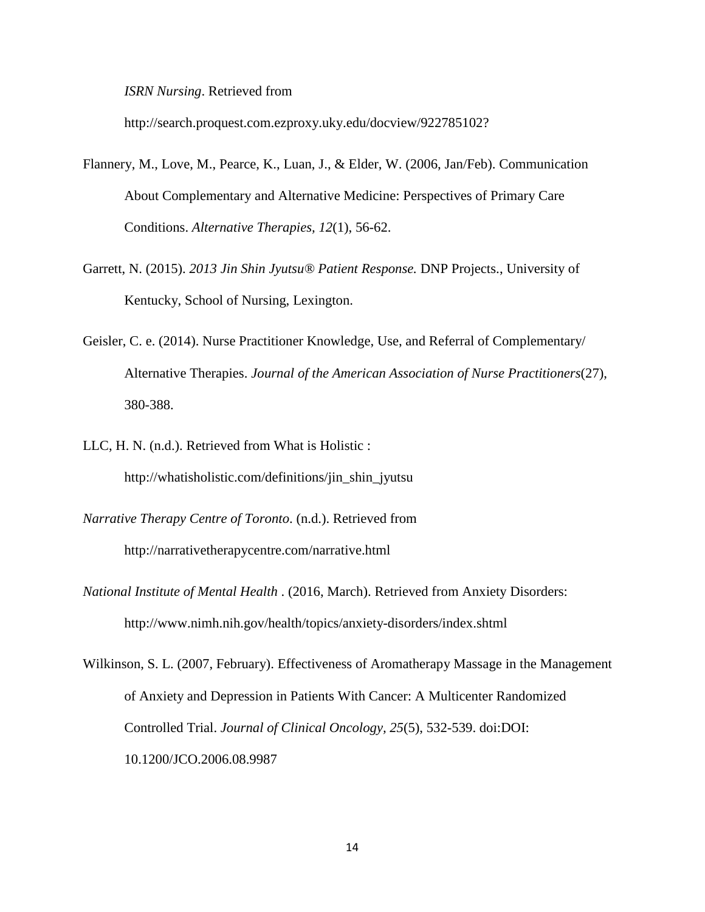*ISRN Nursing*. Retrieved from http://search.proquest.com.ezproxy.uky.edu/docview/922785102?

Flannery, M., Love, M., Pearce, K., Luan, J., & Elder, W. (2006, Jan/Feb). Communication About Complementary and Alternative Medicine: Perspectives of Primary Care Conditions. *Alternative Therapies, 12*(1), 56-62.

Garrett, N. (2015). *2013 Jin Shin Jyutsu® Patient Response.* DNP Projects., University of Kentucky, School of Nursing, Lexington.

Geisler, C. e. (2014). Nurse Practitioner Knowledge, Use, and Referral of Complementary/ Alternative Therapies. *Journal of the American Association of Nurse Practitioners*(27), 380-388.

LLC, H. N. (n.d.). Retrieved from What is Holistic : http://whatisholistic.com/definitions/jin_shin_jyutsu

*Narrative Therapy Centre of Toronto*. (n.d.). Retrieved from http://narrativetherapycentre.com/narrative.html

*National Institute of Mental Health* . (2016, March). Retrieved from Anxiety Disorders: http://www.nimh.nih.gov/health/topics/anxiety-disorders/index.shtml

Wilkinson, S. L. (2007, February). Effectiveness of Aromatherapy Massage in the Management of Anxiety and Depression in Patients With Cancer: A Multicenter Randomized Controlled Trial. *Journal of Clinical Oncology, 25*(5), 532-539. doi:DOI: 10.1200/JCO.2006.08.9987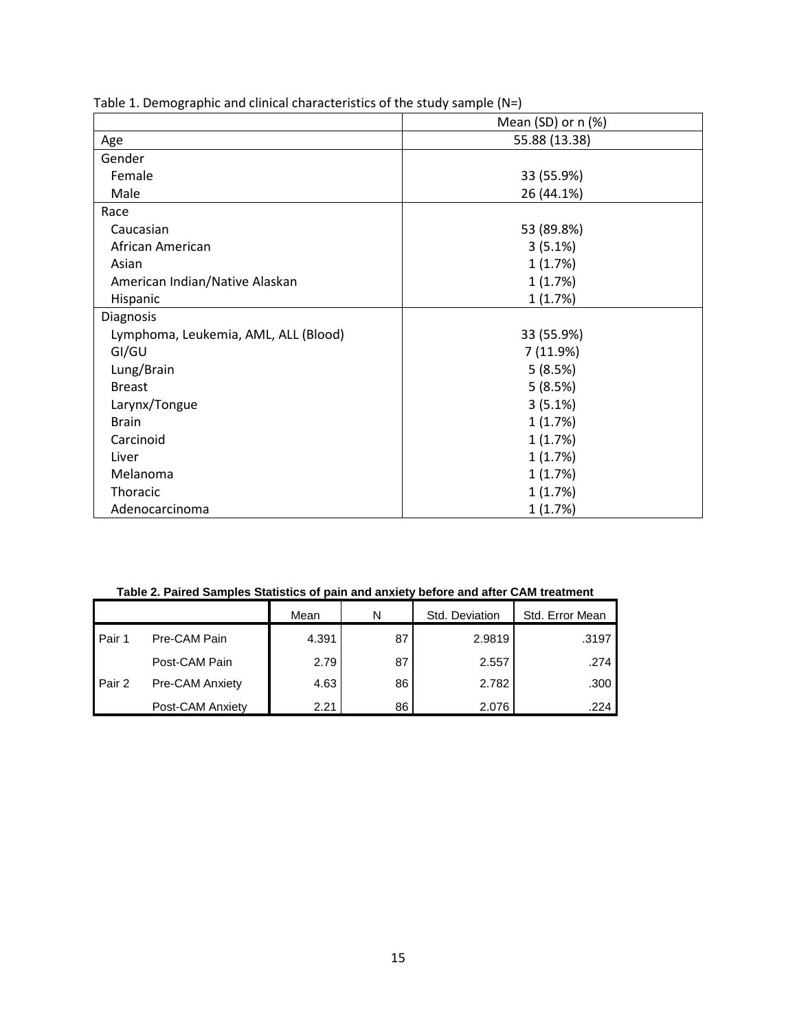Table 1. Demographic and clinical characteristics of the study sample (N=)

| | Mean (SD) or n (%) |
|---|---|
| Age | 55.88 (13.38) |
| Gender | |
| Female | 33 (55.9%) |
| Male | 26 (44.1%) |
| Race | |
| Caucasian | 53 (89.8%) |
| African American | 3 (5.1%) |
| Asian | 1 (1.7%) |
| American Indian/Native Alaskan | 1 (1.7%) |
| Hispanic | 1 (1.7%) |
| Diagnosis | |
| Lymphoma, Leukemia, AML, ALL (Blood) | 33 (55.9%) |
| GI/GU | 7 (11.9%) |
| Lung/Brain | 5 (8.5%) |
| Breast | 5 (8.5%) |
| Larynx/Tongue | 3 (5.1%) |
| Brain | 1 (1.7%) |
| Carcinoid | 1 (1.7%) |
| Liver | 1 (1.7%) |
| Melanoma | 1 (1.7%) |
| Thoracic | 1 (1.7%) |
| Adenocarcinoma | 1 (1.7%) |

**Table 2. Paired Samples Statistics of pain and anxiety before and after CAM treatment**

| | | Mean | N | Std. Deviation | Std. Error Mean |
|---|---|---|---|---|---|
| Pair 1 | Pre-CAM Pain | 4.391 | 87 | 2.9819 | .3197 |
| | Post-CAM Pain | 2.79 | 87 | 2.557 | .274 |
| Pair 2 | Pre-CAM Anxiety | 4.63 | 86 | 2.782 | .300 |
| | Post-CAM Anxiety | 2.21 | 86 | 2.076 | .224 |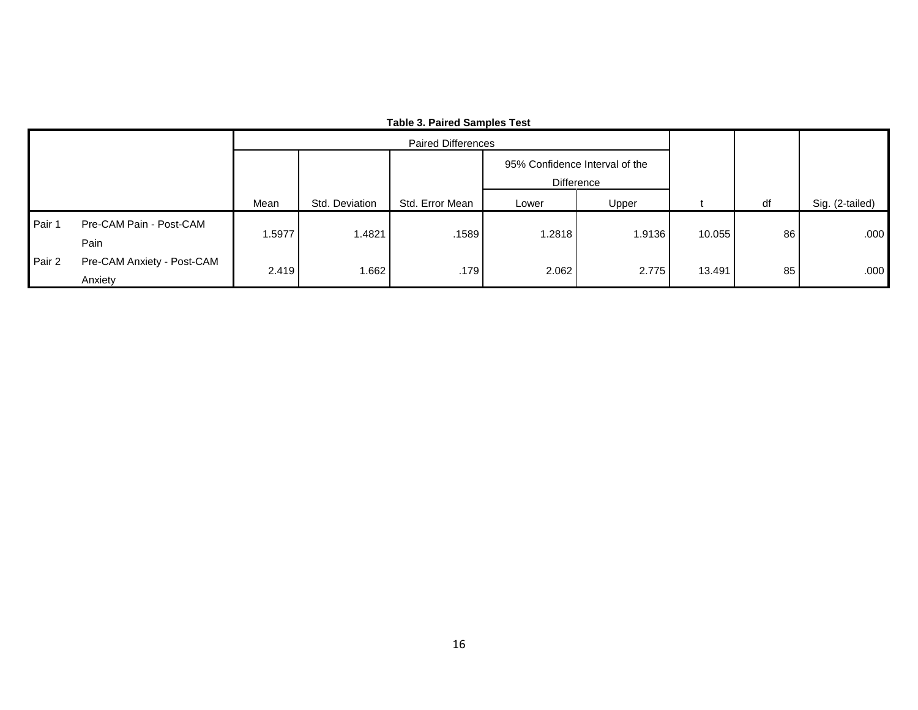**Table 3. Paired Samples Test**

| | | Paired Differences | | | | | | | |
|---|---|---|---|---|---|---|---|---|---|
| | | | | | 95% Confidence Interval of the Difference | | | | |
| | | Mean | Std. Deviation | Std. Error Mean | Lower | Upper | t | df | Sig. (2-tailed) |
| Pair 1 | Pre-CAM Pain - Post-CAM Pain | 1.5977 | 1.4821 | .1589 | 1.2818 | 1.9136 | 10.055 | 86 | .000 |
| Pair 2 | Pre-CAM Anxiety - Post-CAM Anxiety | 2.419 | 1.662 | .179 | 2.062 | 2.775 | 13.491 | 85 | .000 |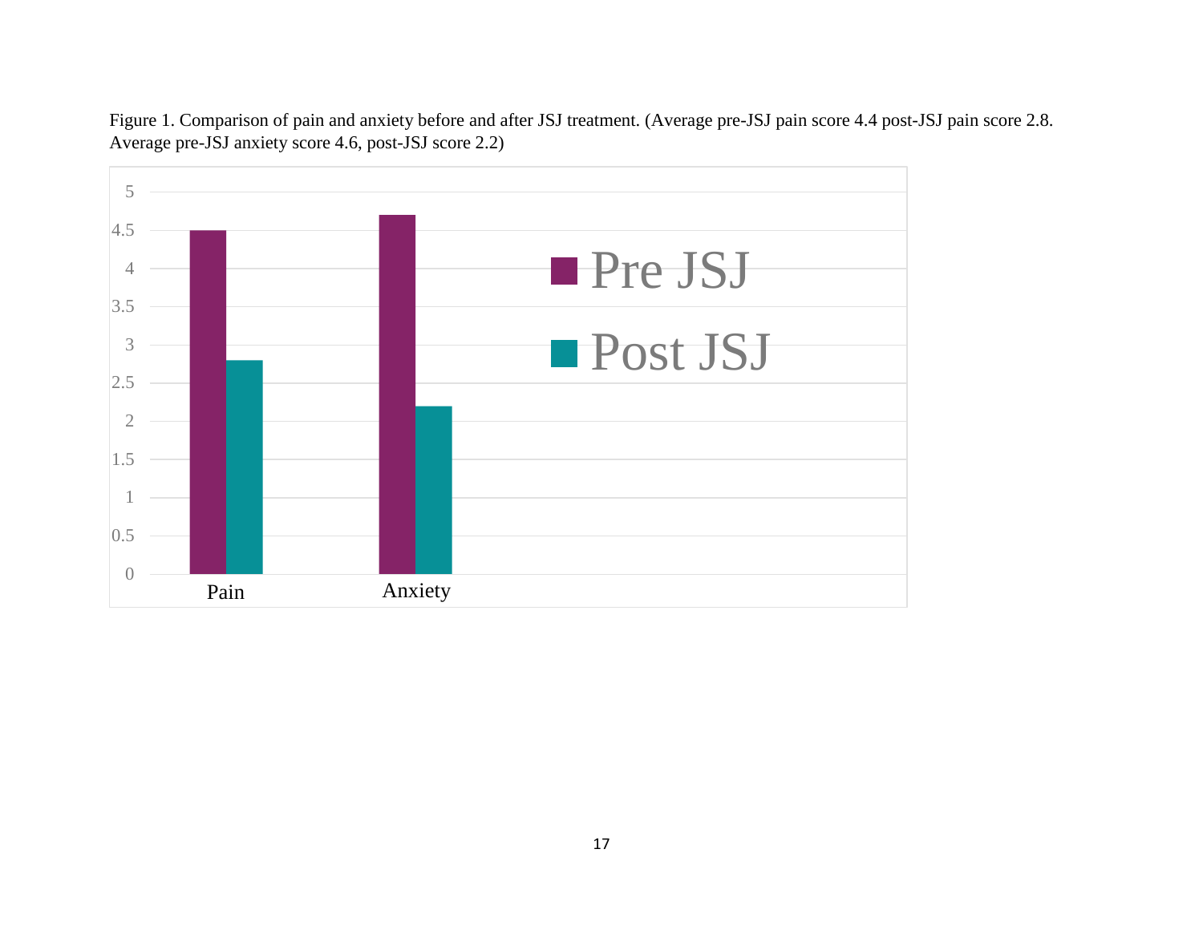Figure 1. Comparison of pain and anxiety before and after JSJ treatment. (Average pre-JSJ pain score 4.4 post-JSJ pain score 2.8. Average pre-JSJ anxiety score 4.6, post-JSJ score 2.2)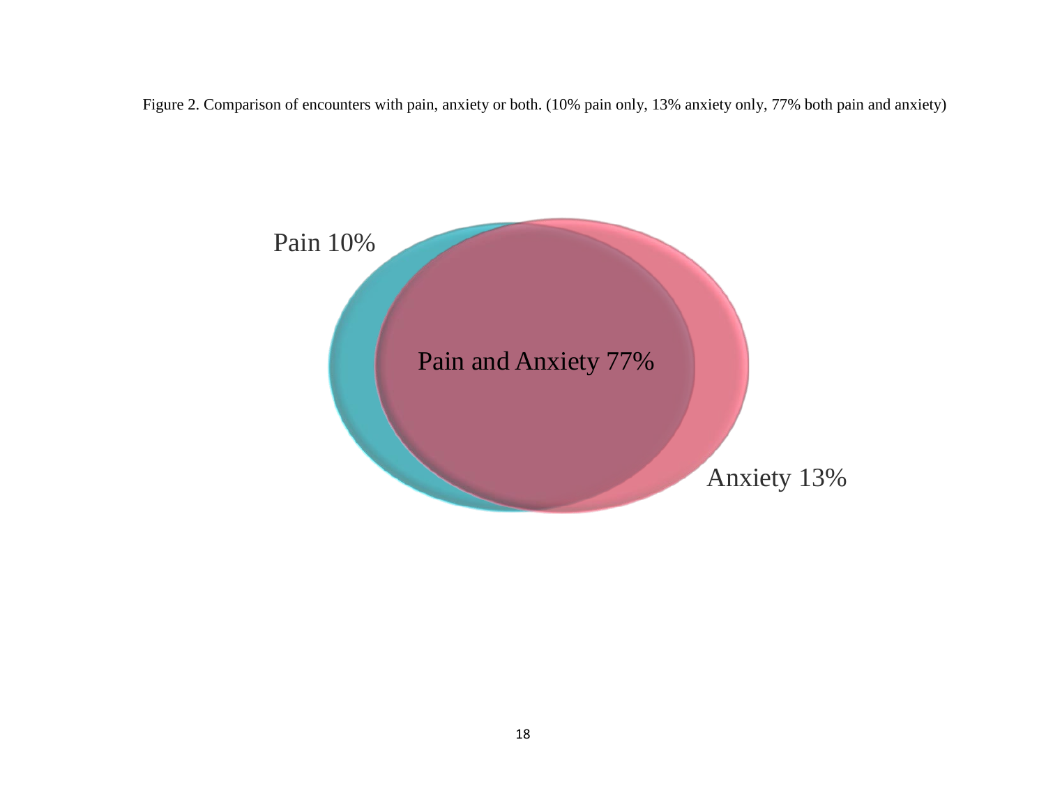Figure 2. Comparison of encounters with pain, anxiety or both. (10% pain only, 13% anxiety only, 77% both pain and anxiety)

Pain 10%

Pain and Anxiety 77%

Anxiety 13%